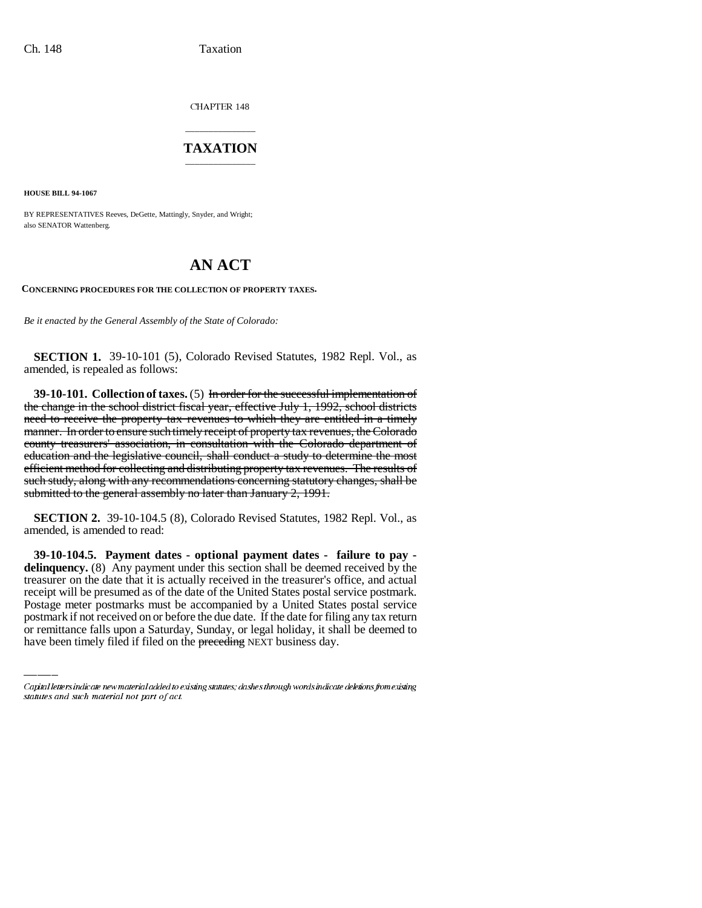CHAPTER 148

# TAXATION

**HOUSE BILL 94-1067**

BY REPRESENTATIVES Reeves, DeGette, Mattingly, Snyder, and Wright; also SENATOR Wattenberg.

# AN ACT

**CONCERNING PROCEDURES FOR THE COLLECTION OF PROPERTY TAXES.**

*Be it enacted by the General Assembly of the State of Colorado:*

**SECTION 1.** 39-10-101 (5), Colorado Revised Statutes, 1982 Repl. Vol., as amended, is repealed as follows:

**39-10-101. Collection of taxes.** (5) ~~In order for the successful implementation of the change in the school district fiscal year, effective July 1, 1992, school districts need to receive the property tax revenues to which they are entitled in a timely manner. In order to ensure such timely receipt of property tax revenues, the Colorado county treasurers' association, in consultation with the Colorado department of education and the legislative council, shall conduct a study to determine the most efficient method for collecting and distributing property tax revenues. The results of such study, along with any recommendations concerning statutory changes, shall be submitted to the general assembly no later than January 2, 1991.~~

**SECTION 2.** 39-10-104.5 (8), Colorado Revised Statutes, 1982 Repl. Vol., as amended, is amended to read:

**39-10-104.5. Payment dates - optional payment dates - failure to pay - delinquency.** (8) Any payment under this section shall be deemed received by the treasurer on the date that it is actually received in the treasurer's office, and actual receipt will be presumed as of the date of the United States postal service postmark. Postage meter postmarks must be accompanied by a United States postal service postmark if not received on or before the due date. If the date for filing any tax return or remittance falls upon a Saturday, Sunday, or legal holiday, it shall be deemed to have been timely filed if filed on the ~~preceding~~ NEXT business day.

Capital letters indicate new material added to existing statutes; dashes through words indicate deletions from existing statutes and such material not part of act.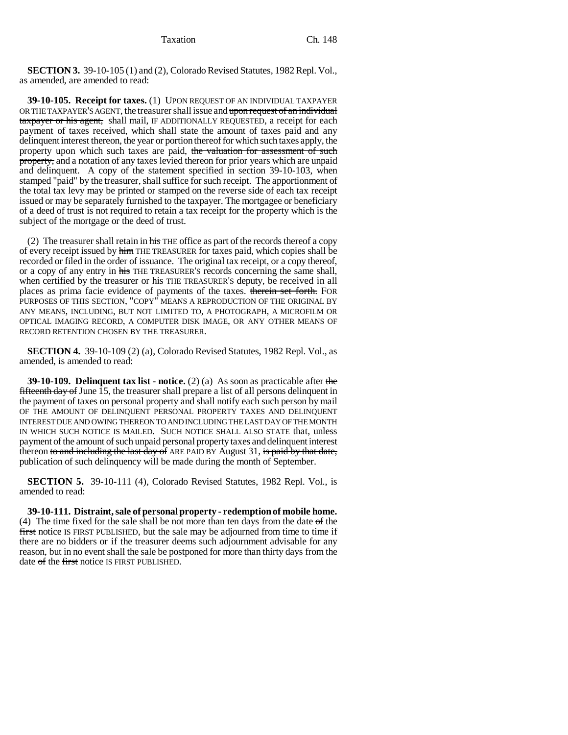**SECTION 3.** 39-10-105 (1) and (2), Colorado Revised Statutes, 1982 Repl. Vol., as amended, are amended to read:

**39-10-105. Receipt for taxes.** (1) UPON REQUEST OF AN INDIVIDUAL TAXPAYER OR THE TAXPAYER'S AGENT, the treasurer shall issue and ~~upon request of an individual taxpayer or his agent,~~ shall mail, IF ADDITIONALLY REQUESTED, a receipt for each payment of taxes received, which shall state the amount of taxes paid and any delinquent interest thereon, the year or portion thereof for which such taxes apply, the property upon which such taxes are paid, ~~the valuation for assessment of such property,~~ and a notation of any taxes levied thereon for prior years which are unpaid and delinquent. A copy of the statement specified in section 39-10-103, when stamped "paid" by the treasurer, shall suffice for such receipt. The apportionment of the total tax levy may be printed or stamped on the reverse side of each tax receipt issued or may be separately furnished to the taxpayer. The mortgagee or beneficiary of a deed of trust is not required to retain a tax receipt for the property which is the subject of the mortgage or the deed of trust.

(2) The treasurer shall retain in ~~his~~ THE office as part of the records thereof a copy of every receipt issued by ~~him~~ THE TREASURER for taxes paid, which copies shall be recorded or filed in the order of issuance. The original tax receipt, or a copy thereof, or a copy of any entry in ~~his~~ THE TREASURER'S records concerning the same shall, when certified by the treasurer or ~~his~~ THE TREASURER'S deputy, be received in all places as prima facie evidence of payments of the taxes. ~~therein set forth.~~ FOR PURPOSES OF THIS SECTION, "COPY" MEANS A REPRODUCTION OF THE ORIGINAL BY ANY MEANS, INCLUDING, BUT NOT LIMITED TO, A PHOTOGRAPH, A MICROFILM OR OPTICAL IMAGING RECORD, A COMPUTER DISK IMAGE, OR ANY OTHER MEANS OF RECORD RETENTION CHOSEN BY THE TREASURER.

**SECTION 4.** 39-10-109 (2) (a), Colorado Revised Statutes, 1982 Repl. Vol., as amended, is amended to read:

**39-10-109. Delinquent tax list - notice.** (2) (a) As soon as practicable after ~~the fifteenth day of~~ June 15, the treasurer shall prepare a list of all persons delinquent in the payment of taxes on personal property and shall notify each such person by mail OF THE AMOUNT OF DELINQUENT PERSONAL PROPERTY TAXES AND DELINQUENT INTEREST DUE AND OWING THEREON TO AND INCLUDING THE LAST DAY OF THE MONTH IN WHICH SUCH NOTICE IS MAILED. SUCH NOTICE SHALL ALSO STATE that, unless payment of such unpaid personal property taxes and delinquent interest thereon ~~to and including the last day of~~ ARE PAID BY August 31, ~~is paid by that date,~~ publication of such delinquency will be made during the month of September.

**SECTION 5.** 39-10-111 (4), Colorado Revised Statutes, 1982 Repl. Vol., is amended to read:

**39-10-111. Distraint, sale of personal property - redemption of mobile home.** (4) The time fixed for the sale shall be not more than ten days from the date ~~of~~ the ~~first~~ notice IS FIRST PUBLISHED, but the sale may be adjourned from time to time if there are no bidders or if the treasurer deems such adjournment advisable for any reason, but in no event shall the sale be postponed for more than thirty days from the date ~~of~~ the ~~first~~ notice IS FIRST PUBLISHED.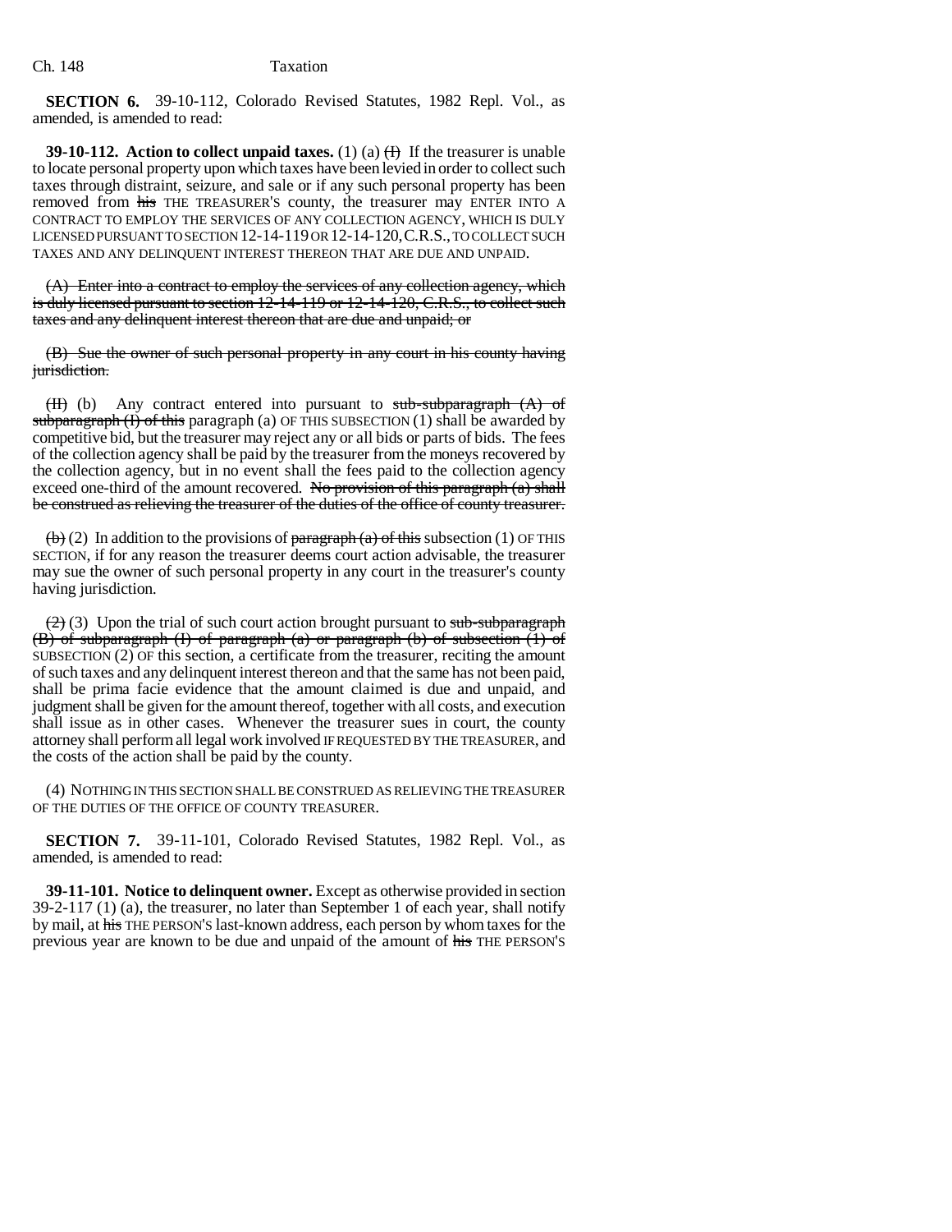**SECTION 6.** 39-10-112, Colorado Revised Statutes, 1982 Repl. Vol., as amended, is amended to read:

**39-10-112. Action to collect unpaid taxes.** (1) (a) ~~(I)~~ If the treasurer is unable to locate personal property upon which taxes have been levied in order to collect such taxes through distraint, seizure, and sale or if any such personal property has been removed from ~~his~~ THE TREASURER'S county, the treasurer may ENTER INTO A CONTRACT TO EMPLOY THE SERVICES OF ANY COLLECTION AGENCY, WHICH IS DULY LICENSED PURSUANT TO SECTION 12-14-119 OR 12-14-120, C.R.S., TO COLLECT SUCH TAXES AND ANY DELINQUENT INTEREST THEREON THAT ARE DUE AND UNPAID.

~~(A) Enter into a contract to employ the services of any collection agency, which is duly licensed pursuant to section 12-14-119 or 12-14-120, C.R.S., to collect such taxes and any delinquent interest thereon that are due and unpaid; or~~

~~(B) Sue the owner of such personal property in any court in his county having jurisdiction.~~

~~(II)~~ (b) Any contract entered into pursuant to ~~sub-subparagraph (A) of subparagraph (I) of this~~ paragraph (a) OF THIS SUBSECTION (1) shall be awarded by competitive bid, but the treasurer may reject any or all bids or parts of bids. The fees of the collection agency shall be paid by the treasurer from the moneys recovered by the collection agency, but in no event shall the fees paid to the collection agency exceed one-third of the amount recovered. ~~No provision of this paragraph (a) shall be construed as relieving the treasurer of the duties of the office of county treasurer.~~

~~(b)~~ (2) In addition to the provisions of ~~paragraph (a) of this~~ subsection (1) OF THIS SECTION, if for any reason the treasurer deems court action advisable, the treasurer may sue the owner of such personal property in any court in the treasurer's county having jurisdiction.

~~(2)~~ (3) Upon the trial of such court action brought pursuant to ~~sub-subparagraph (B) of subparagraph (I) of paragraph (a) or paragraph (b) of subsection (1) of~~ SUBSECTION (2) OF this section, a certificate from the treasurer, reciting the amount of such taxes and any delinquent interest thereon and that the same has not been paid, shall be prima facie evidence that the amount claimed is due and unpaid, and judgment shall be given for the amount thereof, together with all costs, and execution shall issue as in other cases. Whenever the treasurer sues in court, the county attorney shall perform all legal work involved IF REQUESTED BY THE TREASURER, and the costs of the action shall be paid by the county.

(4) NOTHING IN THIS SECTION SHALL BE CONSTRUED AS RELIEVING THE TREASURER OF THE DUTIES OF THE OFFICE OF COUNTY TREASURER.

**SECTION 7.** 39-11-101, Colorado Revised Statutes, 1982 Repl. Vol., as amended, is amended to read:

**39-11-101. Notice to delinquent owner.** Except as otherwise provided in section 39-2-117 (1) (a), the treasurer, no later than September 1 of each year, shall notify by mail, at ~~his~~ THE PERSON'S last-known address, each person by whom taxes for the previous year are known to be due and unpaid of the amount of ~~his~~ THE PERSON'S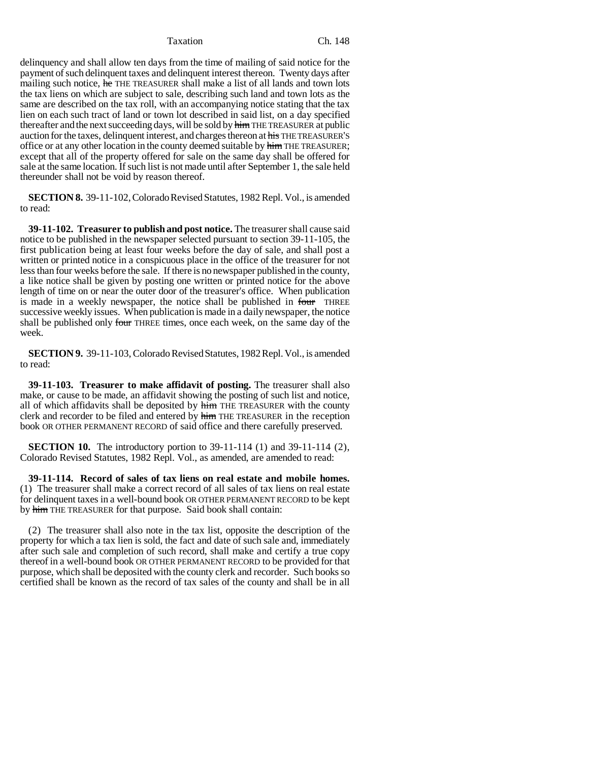delinquency and shall allow ten days from the time of mailing of said notice for the payment of such delinquent taxes and delinquent interest thereon. Twenty days after mailing such notice, ~~he~~ THE TREASURER shall make a list of all lands and town lots the tax liens on which are subject to sale, describing such land and town lots as the same are described on the tax roll, with an accompanying notice stating that the tax lien on each such tract of land or town lot described in said list, on a day specified thereafter and the next succeeding days, will be sold by ~~him~~ THE TREASURER at public auction for the taxes, delinquent interest, and charges thereon at ~~his~~ THE TREASURER'S office or at any other location in the county deemed suitable by ~~him~~ THE TREASURER; except that all of the property offered for sale on the same day shall be offered for sale at the same location. If such list is not made until after September 1, the sale held thereunder shall not be void by reason thereof.

**SECTION 8.** 39-11-102, Colorado Revised Statutes, 1982 Repl. Vol., is amended to read:

**39-11-102. Treasurer to publish and post notice.** The treasurer shall cause said notice to be published in the newspaper selected pursuant to section 39-11-105, the first publication being at least four weeks before the day of sale, and shall post a written or printed notice in a conspicuous place in the office of the treasurer for not less than four weeks before the sale. If there is no newspaper published in the county, a like notice shall be given by posting one written or printed notice for the above length of time on or near the outer door of the treasurer's office. When publication is made in a weekly newspaper, the notice shall be published in ~~four~~ THREE successive weekly issues. When publication is made in a daily newspaper, the notice shall be published only ~~four~~ THREE times, once each week, on the same day of the week.

**SECTION 9.** 39-11-103, Colorado Revised Statutes, 1982 Repl. Vol., is amended to read:

**39-11-103. Treasurer to make affidavit of posting.** The treasurer shall also make, or cause to be made, an affidavit showing the posting of such list and notice, all of which affidavits shall be deposited by ~~him~~ THE TREASURER with the county clerk and recorder to be filed and entered by ~~him~~ THE TREASURER in the reception book OR OTHER PERMANENT RECORD of said office and there carefully preserved.

**SECTION 10.** The introductory portion to 39-11-114 (1) and 39-11-114 (2), Colorado Revised Statutes, 1982 Repl. Vol., as amended, are amended to read:

**39-11-114. Record of sales of tax liens on real estate and mobile homes.** (1) The treasurer shall make a correct record of all sales of tax liens on real estate for delinquent taxes in a well-bound book OR OTHER PERMANENT RECORD to be kept by ~~him~~ THE TREASURER for that purpose. Said book shall contain:

(2) The treasurer shall also note in the tax list, opposite the description of the property for which a tax lien is sold, the fact and date of such sale and, immediately after such sale and completion of such record, shall make and certify a true copy thereof in a well-bound book OR OTHER PERMANENT RECORD to be provided for that purpose, which shall be deposited with the county clerk and recorder. Such books so certified shall be known as the record of tax sales of the county and shall be in all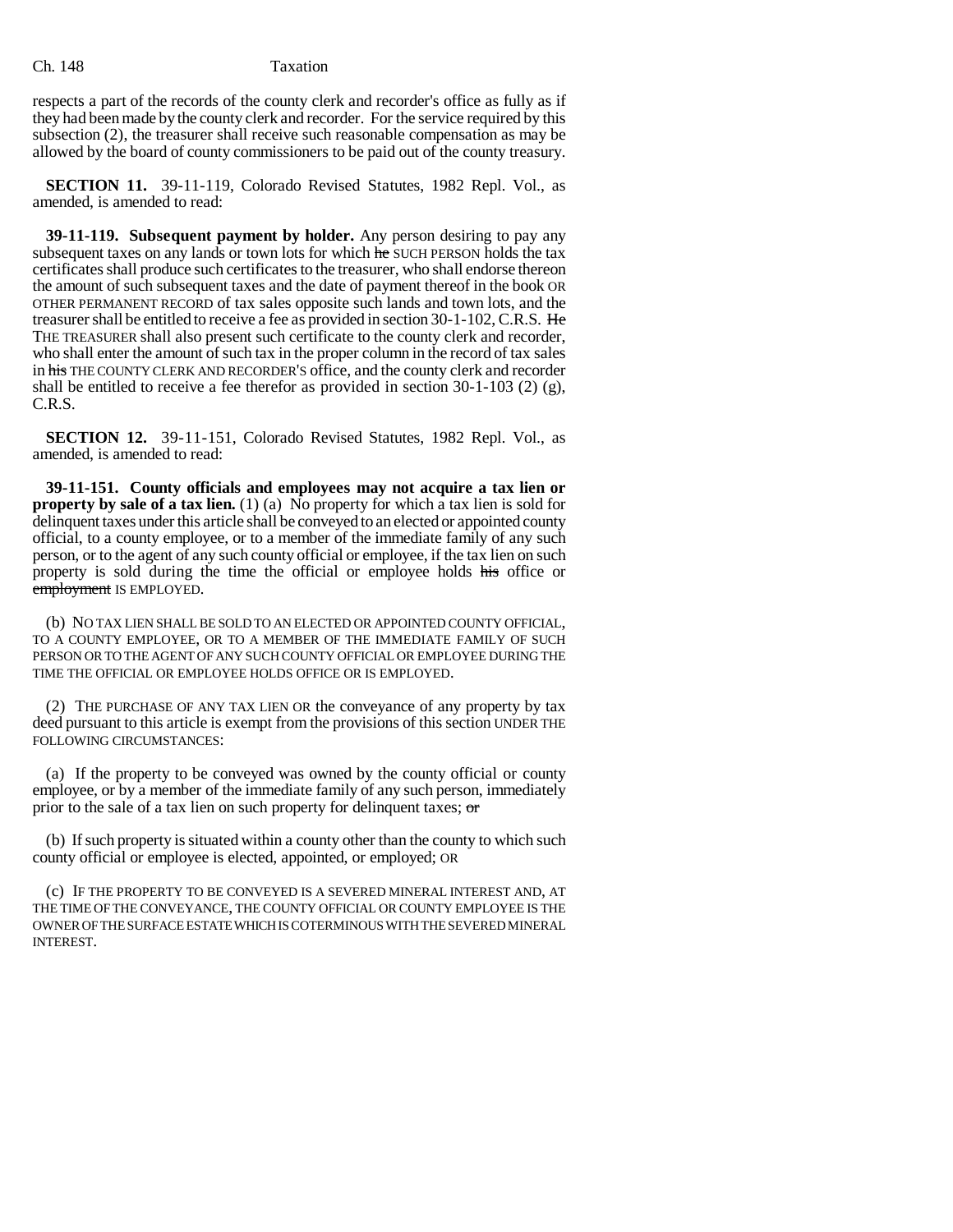respects a part of the records of the county clerk and recorder's office as fully as if they had been made by the county clerk and recorder. For the service required by this subsection (2), the treasurer shall receive such reasonable compensation as may be allowed by the board of county commissioners to be paid out of the county treasury.

**SECTION 11.** 39-11-119, Colorado Revised Statutes, 1982 Repl. Vol., as amended, is amended to read:

**39-11-119. Subsequent payment by holder.** Any person desiring to pay any subsequent taxes on any lands or town lots for which ~~he~~ SUCH PERSON holds the tax certificates shall produce such certificates to the treasurer, who shall endorse thereon the amount of such subsequent taxes and the date of payment thereof in the book OR OTHER PERMANENT RECORD of tax sales opposite such lands and town lots, and the treasurer shall be entitled to receive a fee as provided in section 30-1-102, C.R.S. ~~He~~ THE TREASURER shall also present such certificate to the county clerk and recorder, who shall enter the amount of such tax in the proper column in the record of tax sales in ~~his~~ THE COUNTY CLERK AND RECORDER'S office, and the county clerk and recorder shall be entitled to receive a fee therefor as provided in section 30-1-103 (2) (g), C.R.S.

**SECTION 12.** 39-11-151, Colorado Revised Statutes, 1982 Repl. Vol., as amended, is amended to read:

**39-11-151. County officials and employees may not acquire a tax lien or property by sale of a tax lien.** (1) (a) No property for which a tax lien is sold for delinquent taxes under this article shall be conveyed to an elected or appointed county official, to a county employee, or to a member of the immediate family of any such person, or to the agent of any such county official or employee, if the tax lien on such property is sold during the time the official or employee holds ~~his~~ office or ~~employment~~ IS EMPLOYED.

(b) NO TAX LIEN SHALL BE SOLD TO AN ELECTED OR APPOINTED COUNTY OFFICIAL, TO A COUNTY EMPLOYEE, OR TO A MEMBER OF THE IMMEDIATE FAMILY OF SUCH PERSON OR TO THE AGENT OF ANY SUCH COUNTY OFFICIAL OR EMPLOYEE DURING THE TIME THE OFFICIAL OR EMPLOYEE HOLDS OFFICE OR IS EMPLOYED.

(2) THE PURCHASE OF ANY TAX LIEN OR the conveyance of any property by tax deed pursuant to this article is exempt from the provisions of this section UNDER THE FOLLOWING CIRCUMSTANCES:

(a) If the property to be conveyed was owned by the county official or county employee, or by a member of the immediate family of any such person, immediately prior to the sale of a tax lien on such property for delinquent taxes; ~~or~~

(b) If such property is situated within a county other than the county to which such county official or employee is elected, appointed, or employed; OR

(c) IF THE PROPERTY TO BE CONVEYED IS A SEVERED MINERAL INTEREST AND, AT THE TIME OF THE CONVEYANCE, THE COUNTY OFFICIAL OR COUNTY EMPLOYEE IS THE OWNER OF THE SURFACE ESTATE WHICH IS COTERMINOUS WITH THE SEVERED MINERAL INTEREST.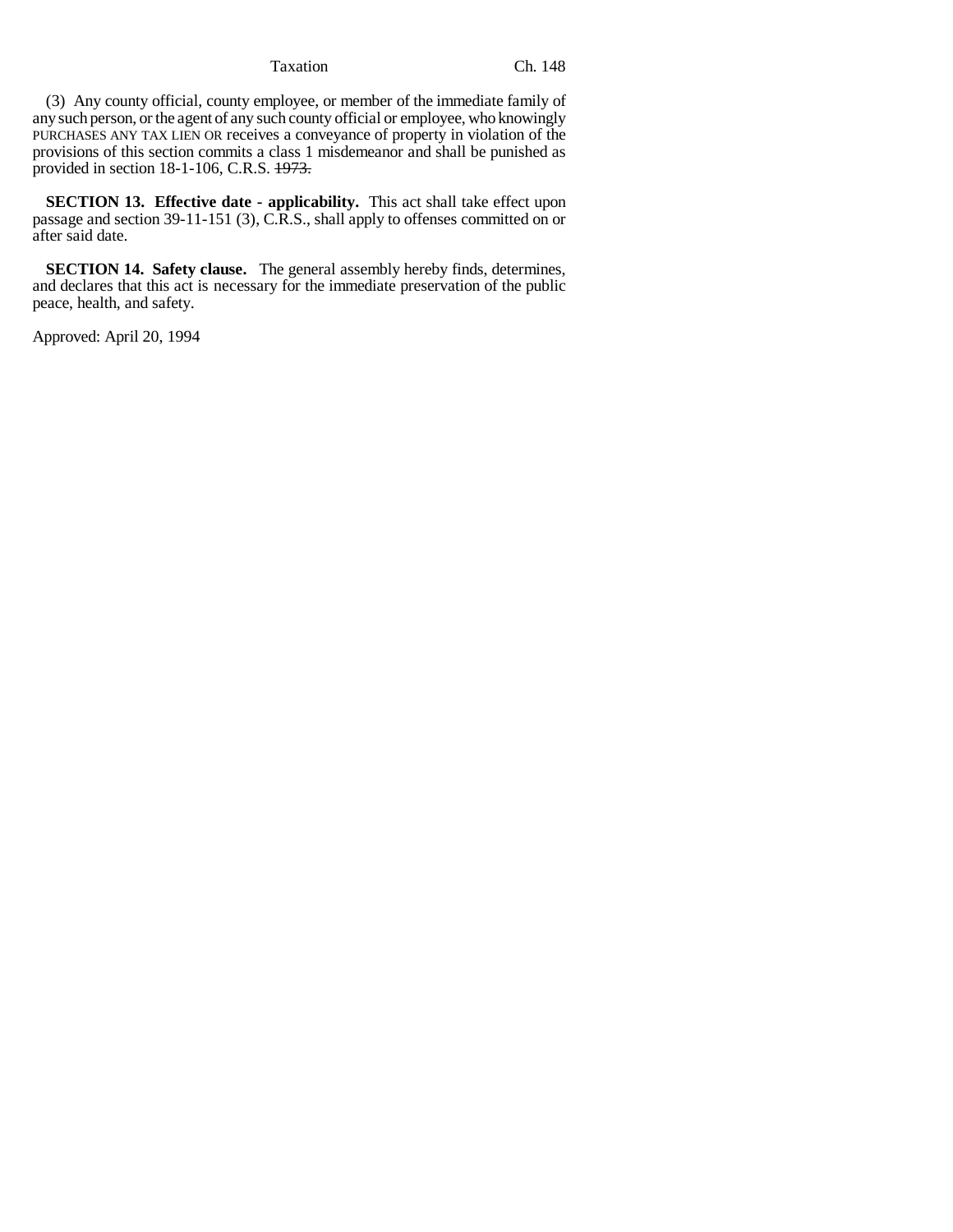(3) Any county official, county employee, or member of the immediate family of any such person, or the agent of any such county official or employee, who knowingly PURCHASES ANY TAX LIEN OR receives a conveyance of property in violation of the provisions of this section commits a class 1 misdemeanor and shall be punished as provided in section 18-1-106, C.R.S. ~~1973.~~

**SECTION 13. Effective date - applicability.** This act shall take effect upon passage and section 39-11-151 (3), C.R.S., shall apply to offenses committed on or after said date.

**SECTION 14. Safety clause.** The general assembly hereby finds, determines, and declares that this act is necessary for the immediate preservation of the public peace, health, and safety.

Approved: April 20, 1994